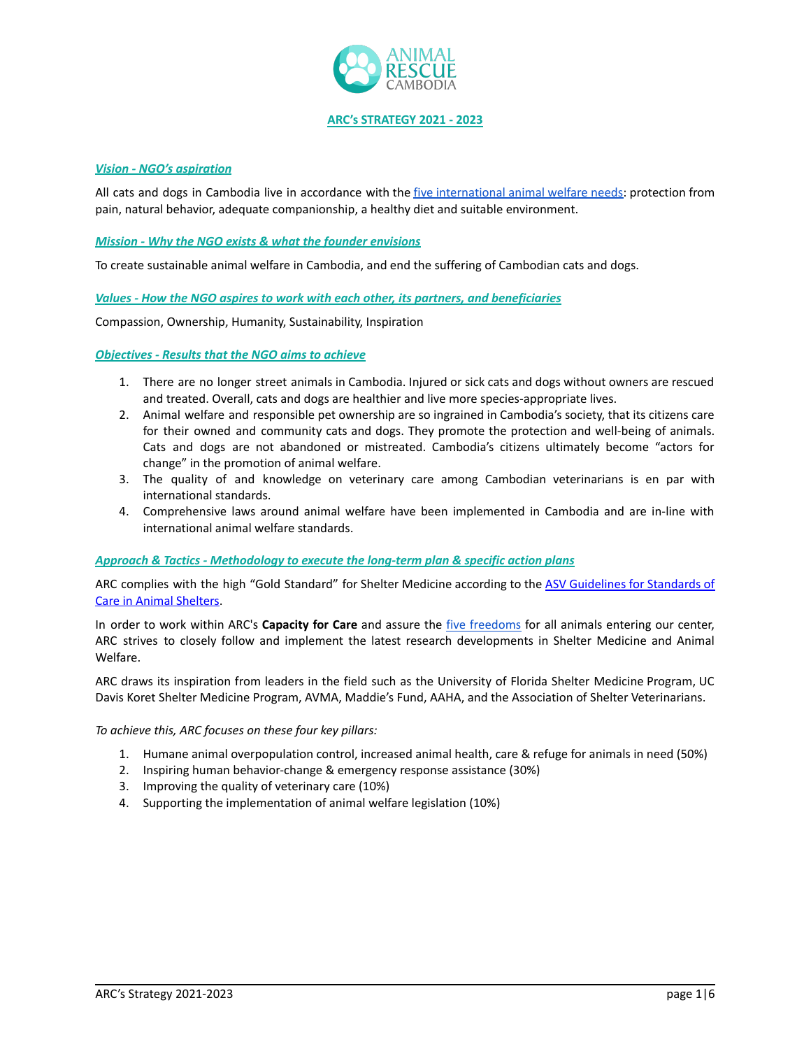ANIMAL RESCUE CAMBODIA

# ARC's STRATEGY 2021 - 2023

### *Vision - NGO's aspiration*

All cats and dogs in Cambodia live in accordance with the five international animal welfare needs: protection from pain, natural behavior, adequate companionship, a healthy diet and suitable environment.

### *Mission - Why the NGO exists & what the founder envisions*

To create sustainable animal welfare in Cambodia, and end the suffering of Cambodian cats and dogs.

### *Values - How the NGO aspires to work with each other, its partners, and beneficiaries*

Compassion, Ownership, Humanity, Sustainability, Inspiration

### *Objectives - Results that the NGO aims to achieve*

1. There are no longer street animals in Cambodia. Injured or sick cats and dogs without owners are rescued and treated. Overall, cats and dogs are healthier and live more species-appropriate lives.
2. Animal welfare and responsible pet ownership are so ingrained in Cambodia's society, that its citizens care for their owned and community cats and dogs. They promote the protection and well-being of animals. Cats and dogs are not abandoned or mistreated. Cambodia's citizens ultimately become "actors for change" in the promotion of animal welfare.
3. The quality of and knowledge on veterinary care among Cambodian veterinarians is en par with international standards.
4. Comprehensive laws around animal welfare have been implemented in Cambodia and are in-line with international animal welfare standards.

### *Approach & Tactics - Methodology to execute the long-term plan & specific action plans*

ARC complies with the high "Gold Standard" for Shelter Medicine according to the ASV Guidelines for Standards of Care in Animal Shelters.

In order to work within ARC's **Capacity for Care** and assure the five freedoms for all animals entering our center, ARC strives to closely follow and implement the latest research developments in Shelter Medicine and Animal Welfare.

ARC draws its inspiration from leaders in the field such as the University of Florida Shelter Medicine Program, UC Davis Koret Shelter Medicine Program, AVMA, Maddie's Fund, AAHA, and the Association of Shelter Veterinarians.

*To achieve this, ARC focuses on these four key pillars:*

1. Humane animal overpopulation control, increased animal health, care & refuge for animals in need (50%)
2. Inspiring human behavior-change & emergency response assistance (30%)
3. Improving the quality of veterinary care (10%)
4. Supporting the implementation of animal welfare legislation (10%)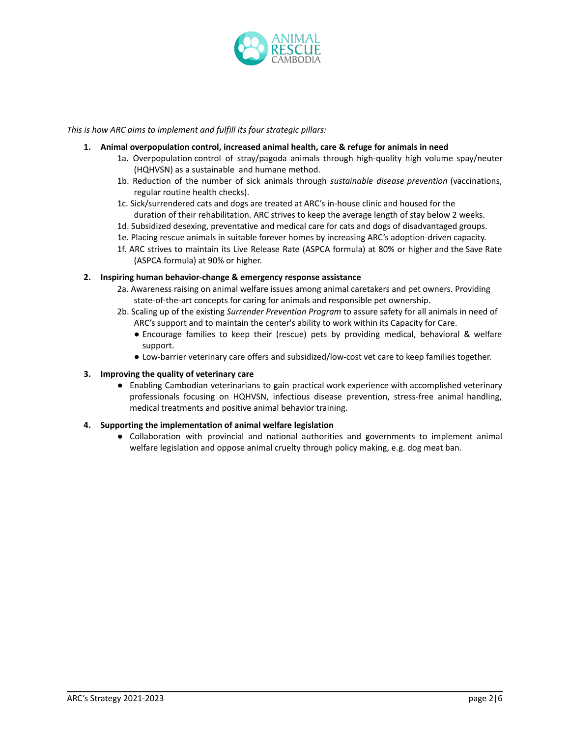*This is how ARC aims to implement and fulfill its four strategic pillars:*

1. **Animal overpopulation control, increased animal health, care & refuge for animals in need**
   - 1a. Overpopulation control of stray/pagoda animals through high-quality high volume spay/neuter (HQHVSN) as a sustainable and humane method.
   - 1b. Reduction of the number of sick animals through *sustainable disease prevention* (vaccinations, regular routine health checks).
   - 1c. Sick/surrendered cats and dogs are treated at ARC's in-house clinic and housed for the duration of their rehabilitation. ARC strives to keep the average length of stay below 2 weeks.
   - 1d. Subsidized desexing, preventative and medical care for cats and dogs of disadvantaged groups.
   - 1e. Placing rescue animals in suitable forever homes by increasing ARC's adoption-driven capacity.
   - 1f. ARC strives to maintain its Live Release Rate (ASPCA formula) at 80% or higher and the Save Rate (ASPCA formula) at 90% or higher.

2. **Inspiring human behavior-change & emergency response assistance**
   - 2a. Awareness raising on animal welfare issues among animal caretakers and pet owners. Providing state-of-the-art concepts for caring for animals and responsible pet ownership.
   - 2b. Scaling up of the existing *Surrender Prevention Program* to assure safety for all animals in need of ARC's support and to maintain the center's ability to work within its Capacity for Care.
     - Encourage families to keep their (rescue) pets by providing medical, behavioral & welfare support.
     - Low-barrier veterinary care offers and subsidized/low-cost vet care to keep families together.

3. **Improving the quality of veterinary care**
   - Enabling Cambodian veterinarians to gain practical work experience with accomplished veterinary professionals focusing on HQHVSN, infectious disease prevention, stress-free animal handling, medical treatments and positive animal behavior training.

4. **Supporting the implementation of animal welfare legislation**
   - Collaboration with provincial and national authorities and governments to implement animal welfare legislation and oppose animal cruelty through policy making, e.g. dog meat ban.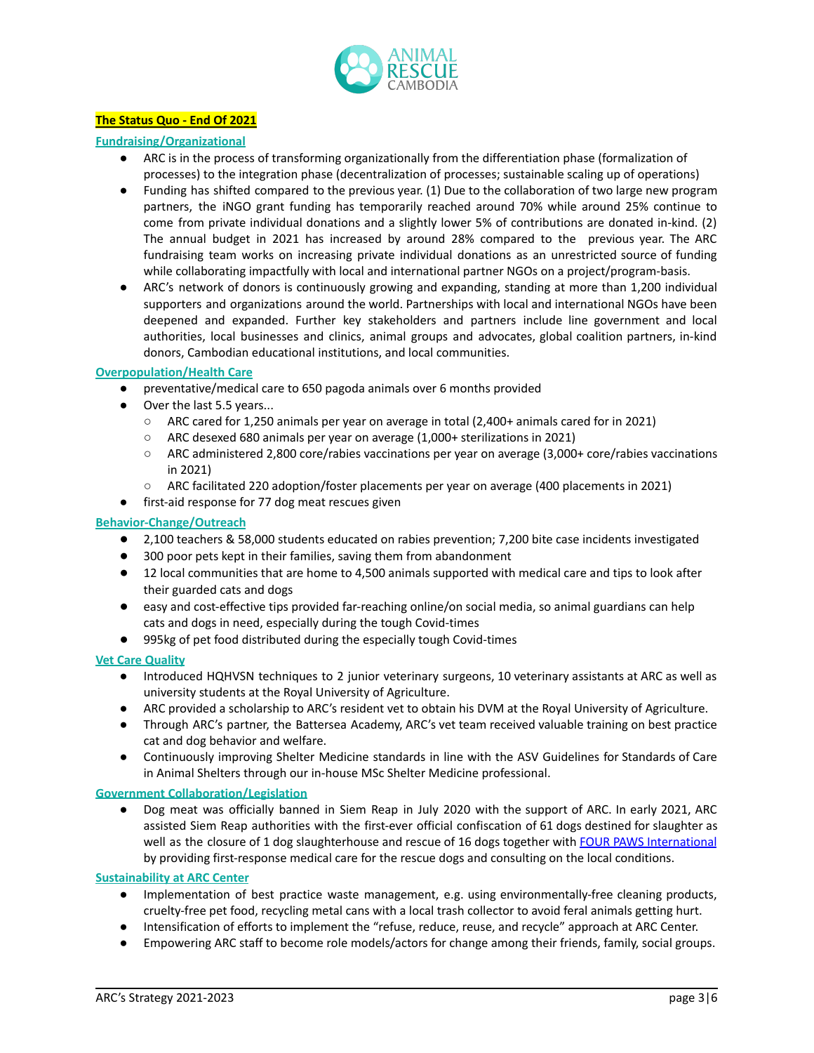## The Status Quo - End Of 2021

### Fundraising/Organizational

- ARC is in the process of transforming organizationally from the differentiation phase (formalization of processes) to the integration phase (decentralization of processes; sustainable scaling up of operations)
- Funding has shifted compared to the previous year. (1) Due to the collaboration of two large new program partners, the iNGO grant funding has temporarily reached around 70% while around 25% continue to come from private individual donations and a slightly lower 5% of contributions are donated in-kind. (2) The annual budget in 2021 has increased by around 28% compared to the previous year. The ARC fundraising team works on increasing private individual donations as an unrestricted source of funding while collaborating impactfully with local and international partner NGOs on a project/program-basis.
- ARC's network of donors is continuously growing and expanding, standing at more than 1,200 individual supporters and organizations around the world. Partnerships with local and international NGOs have been deepened and expanded. Further key stakeholders and partners include line government and local authorities, local businesses and clinics, animal groups and advocates, global coalition partners, in-kind donors, Cambodian educational institutions, and local communities.

### Overpopulation/Health Care

- preventative/medical care to 650 pagoda animals over 6 months provided
- Over the last 5.5 years...
  - ARC cared for 1,250 animals per year on average in total (2,400+ animals cared for in 2021)
  - ARC desexed 680 animals per year on average (1,000+ sterilizations in 2021)
  - ARC administered 2,800 core/rabies vaccinations per year on average (3,000+ core/rabies vaccinations in 2021)
  - ARC facilitated 220 adoption/foster placements per year on average (400 placements in 2021)
- first-aid response for 77 dog meat rescues given

### Behavior-Change/Outreach

- 2,100 teachers & 58,000 students educated on rabies prevention; 7,200 bite case incidents investigated
- 300 poor pets kept in their families, saving them from abandonment
- 12 local communities that are home to 4,500 animals supported with medical care and tips to look after their guarded cats and dogs
- easy and cost-effective tips provided far-reaching online/on social media, so animal guardians can help cats and dogs in need, especially during the tough Covid-times
- 995kg of pet food distributed during the especially tough Covid-times

### Vet Care Quality

- Introduced HQHVSN techniques to 2 junior veterinary surgeons, 10 veterinary assistants at ARC as well as university students at the Royal University of Agriculture.
- ARC provided a scholarship to ARC's resident vet to obtain his DVM at the Royal University of Agriculture.
- Through ARC's partner, the Battersea Academy, ARC's vet team received valuable training on best practice cat and dog behavior and welfare.
- Continuously improving Shelter Medicine standards in line with the ASV Guidelines for Standards of Care in Animal Shelters through our in-house MSc Shelter Medicine professional.

### Government Collaboration/Legislation

- Dog meat was officially banned in Siem Reap in July 2020 with the support of ARC. In early 2021, ARC assisted Siem Reap authorities with the first-ever official confiscation of 61 dogs destined for slaughter as well as the closure of 1 dog slaughterhouse and rescue of 16 dogs together with FOUR PAWS International by providing first-response medical care for the rescue dogs and consulting on the local conditions.

### Sustainability at ARC Center

- Implementation of best practice waste management, e.g. using environmentally-free cleaning products, cruelty-free pet food, recycling metal cans with a local trash collector to avoid feral animals getting hurt.
- Intensification of efforts to implement the "refuse, reduce, reuse, and recycle" approach at ARC Center.
- Empowering ARC staff to become role models/actors for change among their friends, family, social groups.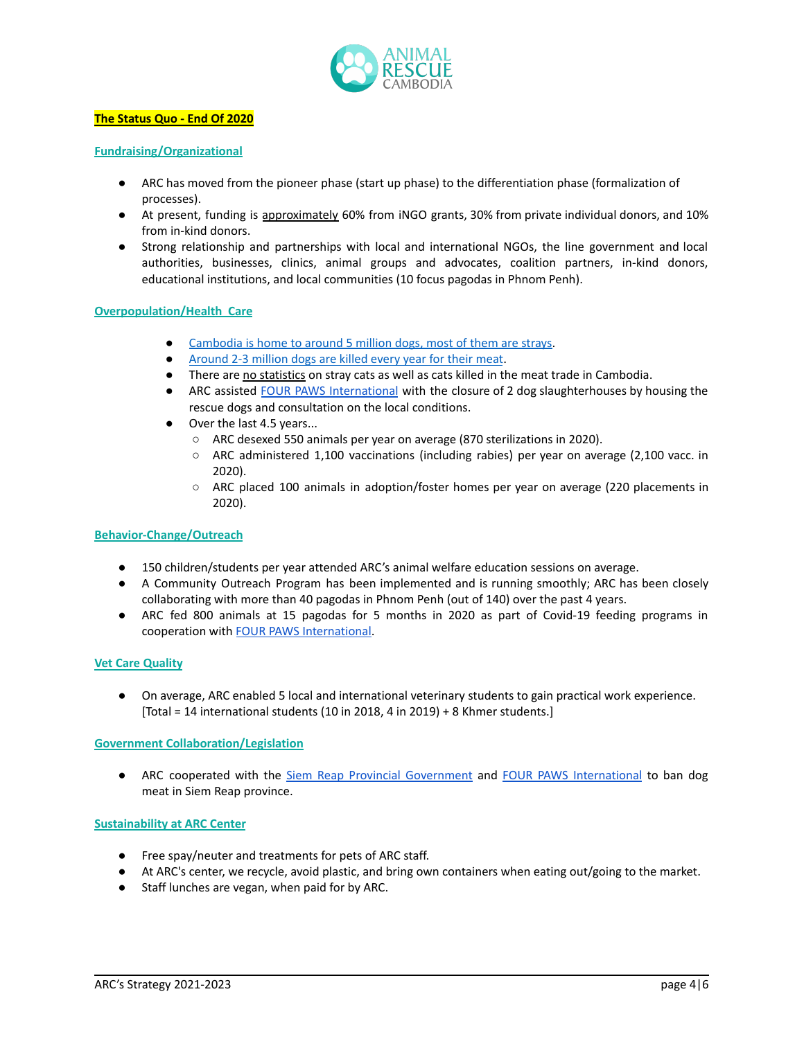## The Status Quo - End Of 2020

### Fundraising/Organizational

- ARC has moved from the pioneer phase (start up phase) to the differentiation phase (formalization of processes).
- At present, funding is approximately 60% from iNGO grants, 30% from private individual donors, and 10% from in-kind donors.
- Strong relationship and partnerships with local and international NGOs, the line government and local authorities, businesses, clinics, animal groups and advocates, coalition partners, in-kind donors, educational institutions, and local communities (10 focus pagodas in Phnom Penh).

### Overpopulation/Health Care

- Cambodia is home to around 5 million dogs, most of them are strays.
- Around 2-3 million dogs are killed every year for their meat.
- There are no statistics on stray cats as well as cats killed in the meat trade in Cambodia.
- ARC assisted FOUR PAWS International with the closure of 2 dog slaughterhouses by housing the rescue dogs and consultation on the local conditions.
- Over the last 4.5 years...
  - ARC desexed 550 animals per year on average (870 sterilizations in 2020).
  - ARC administered 1,100 vaccinations (including rabies) per year on average (2,100 vacc. in 2020).
  - ARC placed 100 animals in adoption/foster homes per year on average (220 placements in 2020).

### Behavior-Change/Outreach

- 150 children/students per year attended ARC's animal welfare education sessions on average.
- A Community Outreach Program has been implemented and is running smoothly; ARC has been closely collaborating with more than 40 pagodas in Phnom Penh (out of 140) over the past 4 years.
- ARC fed 800 animals at 15 pagodas for 5 months in 2020 as part of Covid-19 feeding programs in cooperation with FOUR PAWS International.

### Vet Care Quality

- On average, ARC enabled 5 local and international veterinary students to gain practical work experience. [Total = 14 international students (10 in 2018, 4 in 2019) + 8 Khmer students.]

### Government Collaboration/Legislation

- ARC cooperated with the Siem Reap Provincial Government and FOUR PAWS International to ban dog meat in Siem Reap province.

### Sustainability at ARC Center

- Free spay/neuter and treatments for pets of ARC staff.
- At ARC's center, we recycle, avoid plastic, and bring own containers when eating out/going to the market.
- Staff lunches are vegan, when paid for by ARC.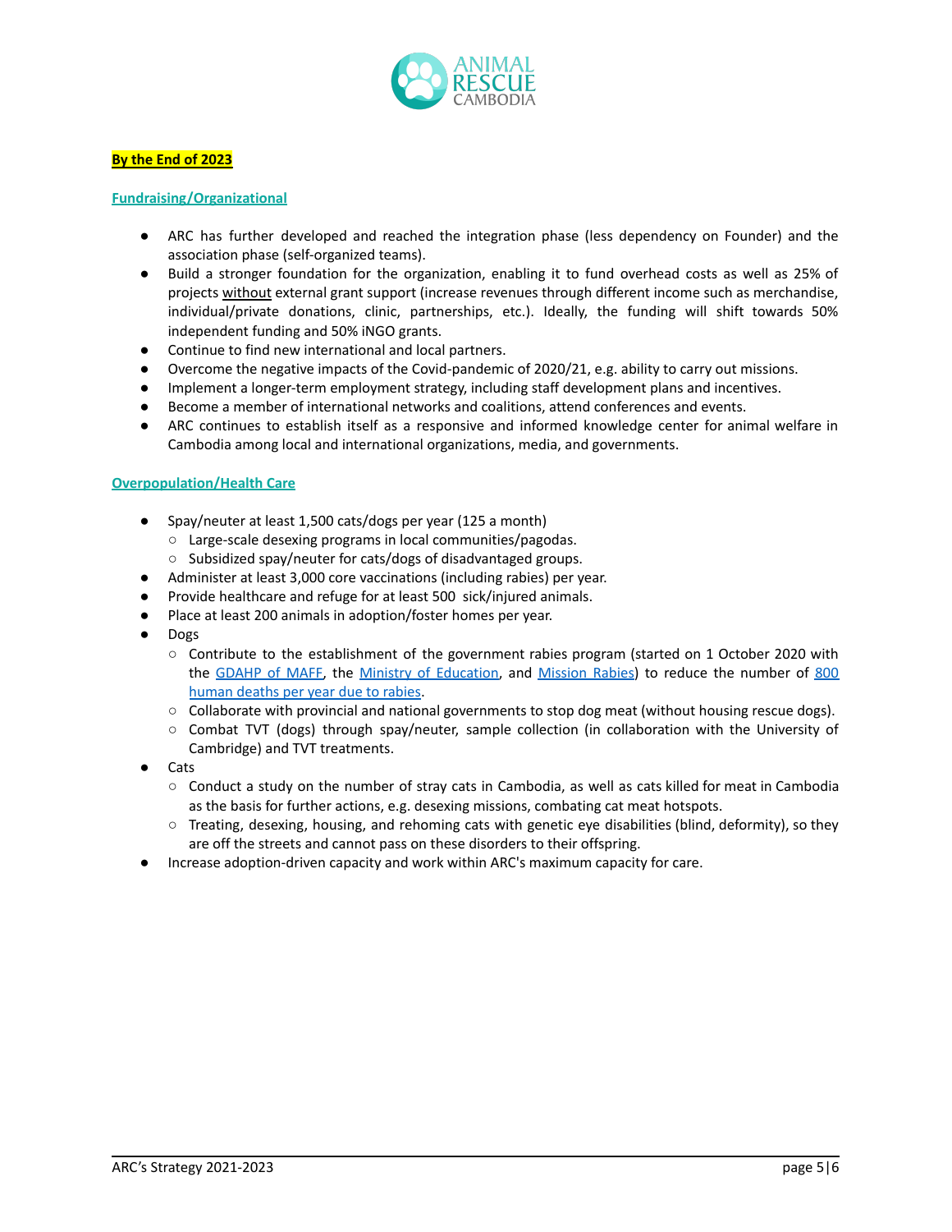**By the End of 2023**

### Fundraising/Organizational

- ARC has further developed and reached the integration phase (less dependency on Founder) and the association phase (self-organized teams).
- Build a stronger foundation for the organization, enabling it to fund overhead costs as well as 25% of projects without external grant support (increase revenues through different income such as merchandise, individual/private donations, clinic, partnerships, etc.). Ideally, the funding will shift towards 50% independent funding and 50% iNGO grants.
- Continue to find new international and local partners.
- Overcome the negative impacts of the Covid-pandemic of 2020/21, e.g. ability to carry out missions.
- Implement a longer-term employment strategy, including staff development plans and incentives.
- Become a member of international networks and coalitions, attend conferences and events.
- ARC continues to establish itself as a responsive and informed knowledge center for animal welfare in Cambodia among local and international organizations, media, and governments.

### Overpopulation/Health Care

- Spay/neuter at least 1,500 cats/dogs per year (125 a month)
  - Large-scale desexing programs in local communities/pagodas.
  - Subsidized spay/neuter for cats/dogs of disadvantaged groups.
- Administer at least 3,000 core vaccinations (including rabies) per year.
- Provide healthcare and refuge for at least 500 sick/injured animals.
- Place at least 200 animals in adoption/foster homes per year.
- Dogs
  - Contribute to the establishment of the government rabies program (started on 1 October 2020 with the GDAHP of MAFF, the Ministry of Education, and Mission Rabies) to reduce the number of 800 human deaths per year due to rabies.
  - Collaborate with provincial and national governments to stop dog meat (without housing rescue dogs).
  - Combat TVT (dogs) through spay/neuter, sample collection (in collaboration with the University of Cambridge) and TVT treatments.
- Cats
  - Conduct a study on the number of stray cats in Cambodia, as well as cats killed for meat in Cambodia as the basis for further actions, e.g. desexing missions, combating cat meat hotspots.
  - Treating, desexing, housing, and rehoming cats with genetic eye disabilities (blind, deformity), so they are off the streets and cannot pass on these disorders to their offspring.
- Increase adoption-driven capacity and work within ARC's maximum capacity for care.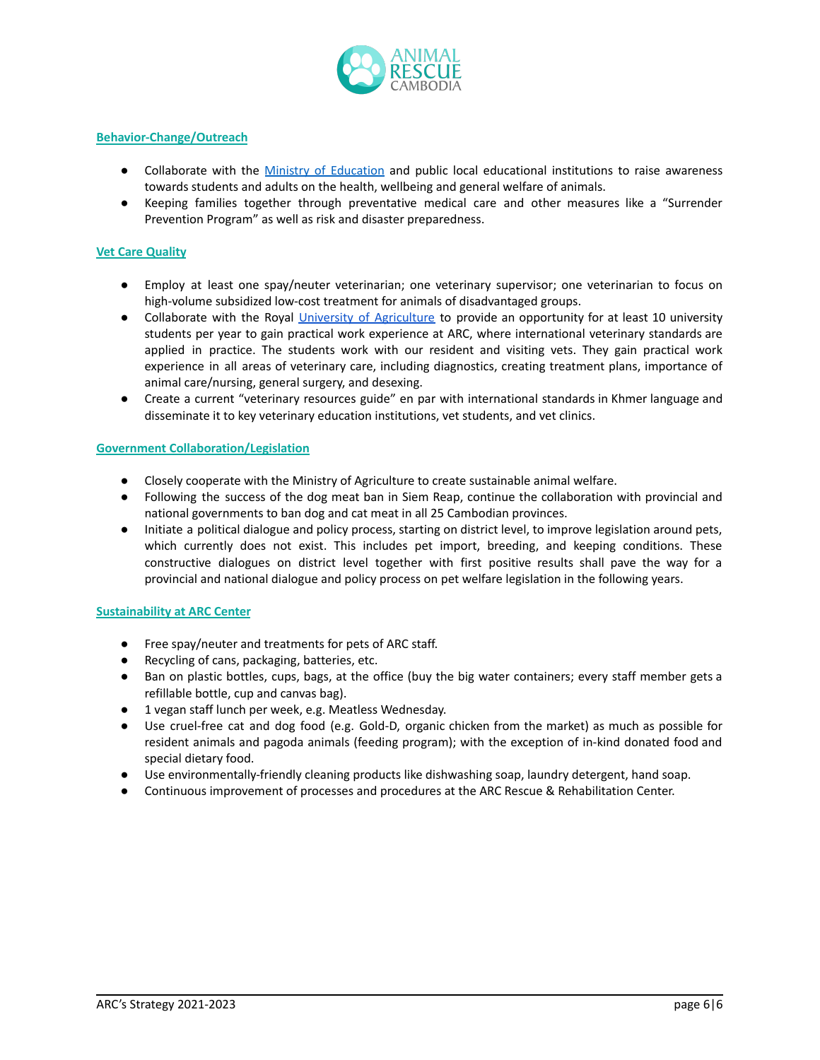### Behavior-Change/Outreach

- Collaborate with the Ministry of Education and public local educational institutions to raise awareness towards students and adults on the health, wellbeing and general welfare of animals.
- Keeping families together through preventative medical care and other measures like a "Surrender Prevention Program" as well as risk and disaster preparedness.

### Vet Care Quality

- Employ at least one spay/neuter veterinarian; one veterinary supervisor; one veterinarian to focus on high-volume subsidized low-cost treatment for animals of disadvantaged groups.
- Collaborate with the Royal University of Agriculture to provide an opportunity for at least 10 university students per year to gain practical work experience at ARC, where international veterinary standards are applied in practice. The students work with our resident and visiting vets. They gain practical work experience in all areas of veterinary care, including diagnostics, creating treatment plans, importance of animal care/nursing, general surgery, and desexing.
- Create a current "veterinary resources guide" en par with international standards in Khmer language and disseminate it to key veterinary education institutions, vet students, and vet clinics.

### Government Collaboration/Legislation

- Closely cooperate with the Ministry of Agriculture to create sustainable animal welfare.
- Following the success of the dog meat ban in Siem Reap, continue the collaboration with provincial and national governments to ban dog and cat meat in all 25 Cambodian provinces.
- Initiate a political dialogue and policy process, starting on district level, to improve legislation around pets, which currently does not exist. This includes pet import, breeding, and keeping conditions. These constructive dialogues on district level together with first positive results shall pave the way for a provincial and national dialogue and policy process on pet welfare legislation in the following years.

### Sustainability at ARC Center

- Free spay/neuter and treatments for pets of ARC staff.
- Recycling of cans, packaging, batteries, etc.
- Ban on plastic bottles, cups, bags, at the office (buy the big water containers; every staff member gets a refillable bottle, cup and canvas bag).
- 1 vegan staff lunch per week, e.g. Meatless Wednesday.
- Use cruel-free cat and dog food (e.g. Gold-D, organic chicken from the market) as much as possible for resident animals and pagoda animals (feeding program); with the exception of in-kind donated food and special dietary food.
- Use environmentally-friendly cleaning products like dishwashing soap, laundry detergent, hand soap.
- Continuous improvement of processes and procedures at the ARC Rescue & Rehabilitation Center.